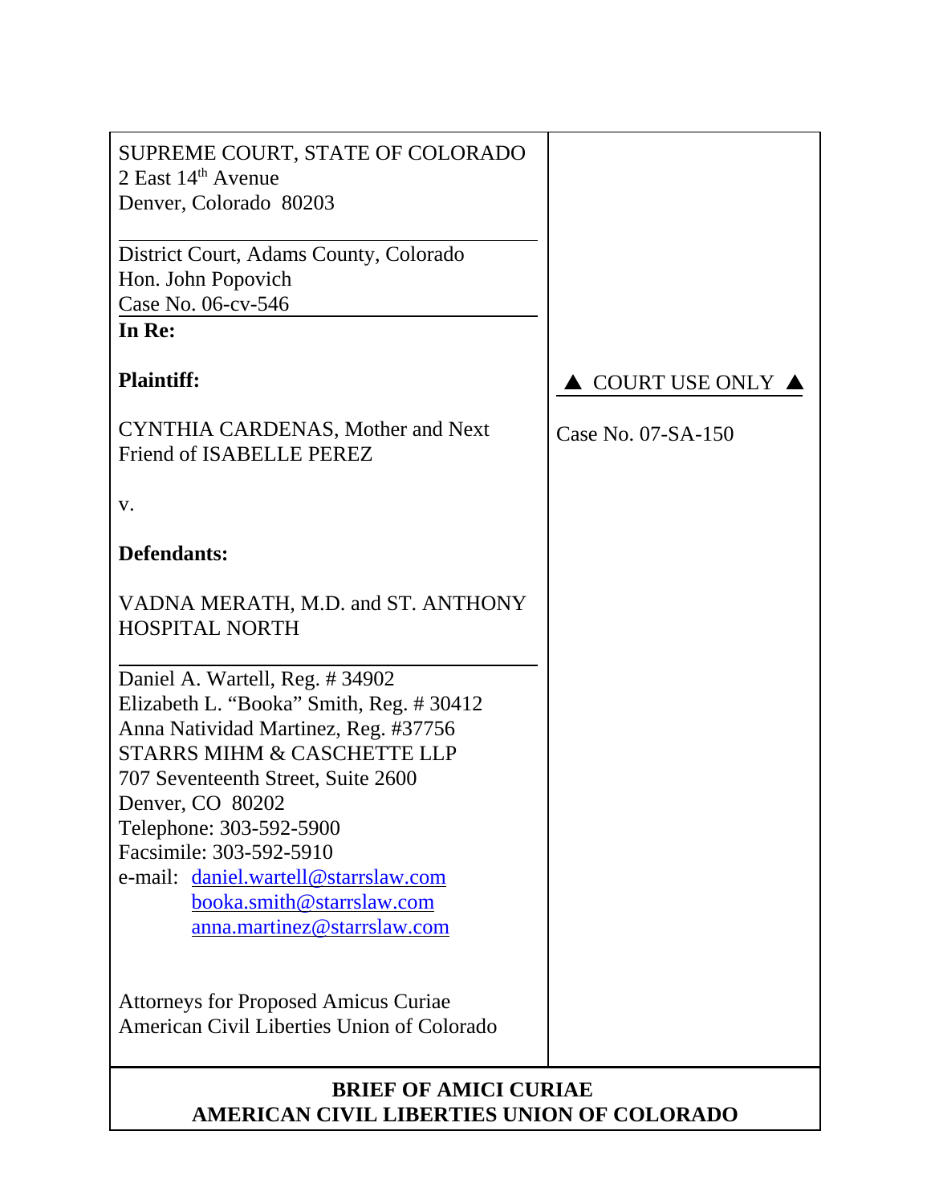SUPREME COURT, STATE OF COLORADO
2 East 14th Avenue
Denver, Colorado 80203

District Court, Adams County, Colorado
Hon. John Popovich
Case No. 06-cv-546

**In Re:**

**Plaintiff:**

CYNTHIA CARDENAS, Mother and Next Friend of ISABELLE PEREZ

v.

**Defendants:**

VADNA MERATH, M.D. and ST. ANTHONY HOSPITAL NORTH

Daniel A. Wartell, Reg. # 34902
Elizabeth L. "Booka" Smith, Reg. # 30412
Anna Natividad Martinez, Reg. #37756
STARRS MIHM & CASCHETTE LLP
707 Seventeenth Street, Suite 2600
Denver, CO 80202
Telephone: 303-592-5900
Facsimile: 303-592-5910
e-mail: daniel.wartell@starrslaw.com
booka.smith@starrslaw.com
anna.martinez@starrslaw.com

Attorneys for Proposed Amicus Curiae
American Civil Liberties Union of Colorado

▲ COURT USE ONLY ▲

Case No. 07-SA-150

**BRIEF OF AMICI CURIAE**
**AMERICAN CIVIL LIBERTIES UNION OF COLORADO**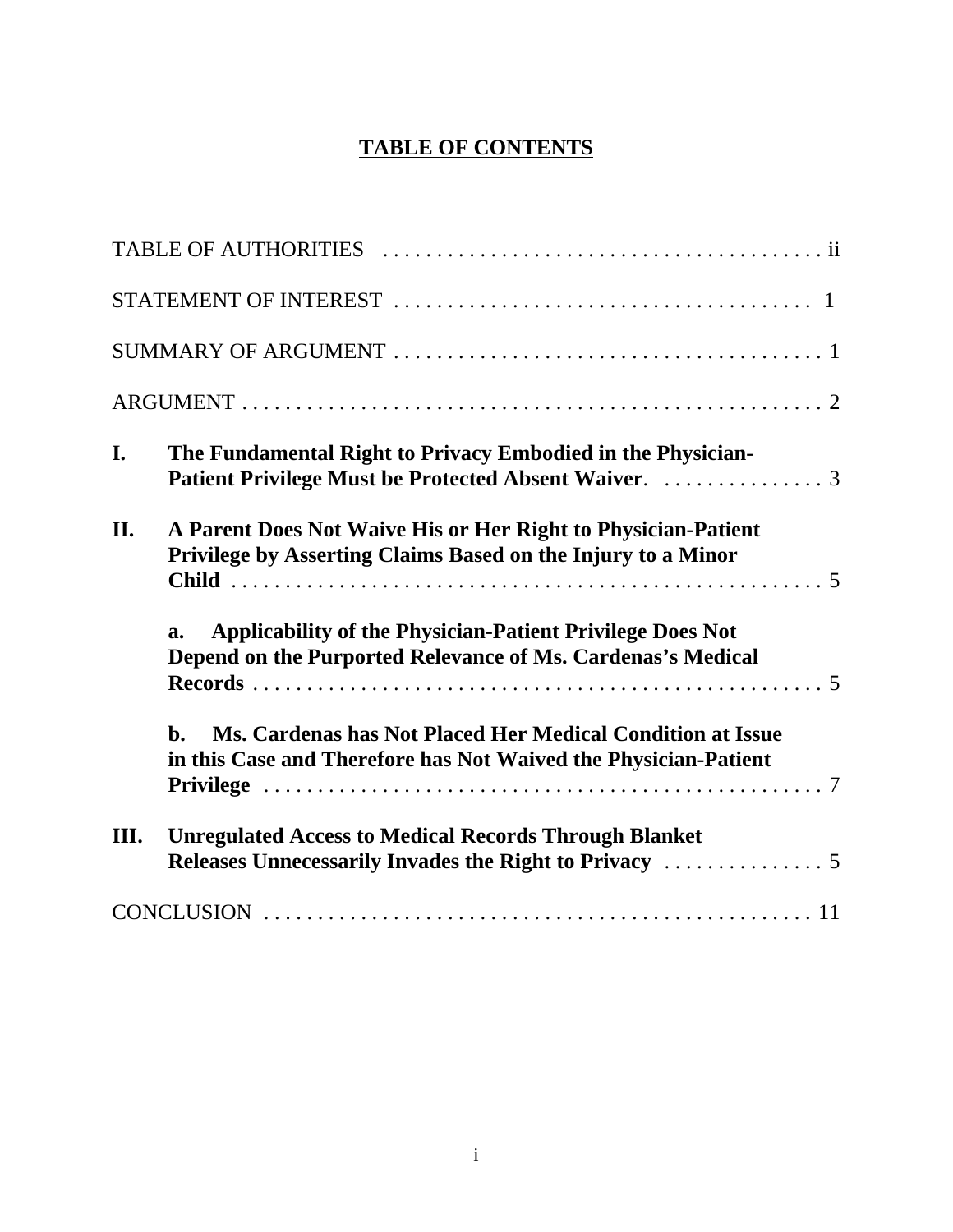# TABLE OF CONTENTS

TABLE OF AUTHORITIES . . . . . . . . . . . . . . . . . . . . . . . . . . . . . . . . . . . . . . . . . ii

STATEMENT OF INTEREST . . . . . . . . . . . . . . . . . . . . . . . . . . . . . . . . . . . . . . . 1

SUMMARY OF ARGUMENT . . . . . . . . . . . . . . . . . . . . . . . . . . . . . . . . . . . . . . . . 1

ARGUMENT . . . . . . . . . . . . . . . . . . . . . . . . . . . . . . . . . . . . . . . . . . . . . . . . . . . . . 2

**I. The Fundamental Right to Privacy Embodied in the Physician-Patient Privilege Must be Protected Absent Waiver**. . . . . . . . . . . . . . . . 3

**II. A Parent Does Not Waive His or Her Right to Physician-Patient Privilege by Asserting Claims Based on the Injury to a Minor Child** . . . . . . . . . . . . . . . . . . . . . . . . . . . . . . . . . . . . . . . . . . . . . . . . . . . . . 5

**a. Applicability of the Physician-Patient Privilege Does Not Depend on the Purported Relevance of Ms. Cardenas's Medical Records** . . . . . . . . . . . . . . . . . . . . . . . . . . . . . . . . . . . . . . . . . . . . . . . . . . . . 5

**b. Ms. Cardenas has Not Placed Her Medical Condition at Issue in this Case and Therefore has Not Waived the Physician-Patient Privilege** . . . . . . . . . . . . . . . . . . . . . . . . . . . . . . . . . . . . . . . . . . . . . . . . . . . 7

**III. Unregulated Access to Medical Records Through Blanket Releases Unnecessarily Invades the Right to Privacy** . . . . . . . . . . . . . . . 5

CONCLUSION . . . . . . . . . . . . . . . . . . . . . . . . . . . . . . . . . . . . . . . . . . . . . . . . . . . 11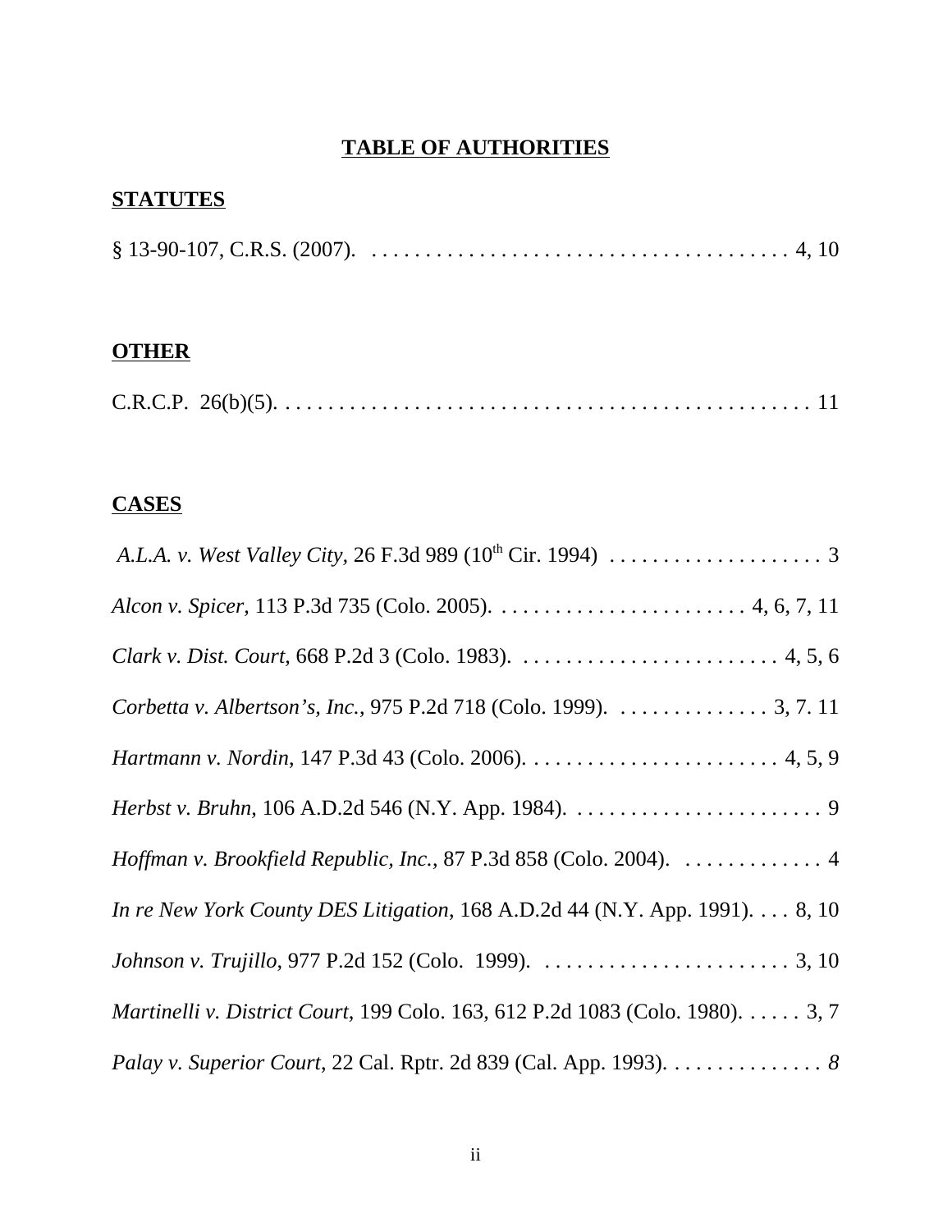# TABLE OF AUTHORITIES

## STATUTES

§ 13-90-107, C.R.S. (2007). . . . . . . . . . . . . . . . . . . . . . . . . . . . . . . . . . . . . . . 4, 10

## OTHER

C.R.C.P. 26(b)(5). . . . . . . . . . . . . . . . . . . . . . . . . . . . . . . . . . . . . . . . . . . . . . . . . 11

## CASES

*A.L.A. v. West Valley City*, 26 F.3d 989 (10th Cir. 1994) . . . . . . . . . . . . . . . . . . . . 3

*Alcon v. Spicer*, 113 P.3d 735 (Colo. 2005). . . . . . . . . . . . . . . . . . . . . . . . 4, 6, 7, 11

*Clark v. Dist. Court*, 668 P.2d 3 (Colo. 1983). . . . . . . . . . . . . . . . . . . . . . . . . 4, 5, 6

*Corbetta v. Albertson's, Inc.*, 975 P.2d 718 (Colo. 1999). . . . . . . . . . . . . . . 3, 7. 11

*Hartmann v. Nordin*, 147 P.3d 43 (Colo. 2006). . . . . . . . . . . . . . . . . . . . . . . . 4, 5, 9

*Herbst v. Bruhn*, 106 A.D.2d 546 (N.Y. App. 1984). . . . . . . . . . . . . . . . . . . . . . . . 9

*Hoffman v. Brookfield Republic, Inc.*, 87 P.3d 858 (Colo. 2004). . . . . . . . . . . . . 4

*In re New York County DES Litigation*, 168 A.D.2d 44 (N.Y. App. 1991). . . . 8, 10

*Johnson v. Trujillo*, 977 P.2d 152 (Colo. 1999). . . . . . . . . . . . . . . . . . . . . . . . 3, 10

*Martinelli v. District Court*, 199 Colo. 163, 612 P.2d 1083 (Colo. 1980). . . . . . 3, 7

*Palay v. Superior Court*, 22 Cal. Rptr. 2d 839 (Cal. App. 1993). . . . . . . . . . . . . . . *8*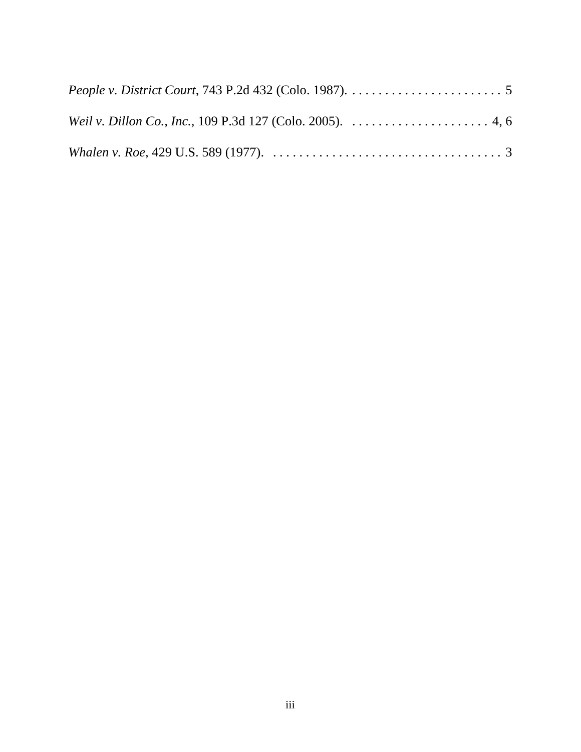*People v. District Court*, 743 P.2d 432 (Colo. 1987). . . . . . . . . . . . . . . . . . . . . . . . 5

*Weil v. Dillon Co., Inc.*, 109 P.3d 127 (Colo. 2005). . . . . . . . . . . . . . . . . . . . . . 4, 6

*Whalen v. Roe*, 429 U.S. 589 (1977). . . . . . . . . . . . . . . . . . . . . . . . . . . . . . . . . . . . 3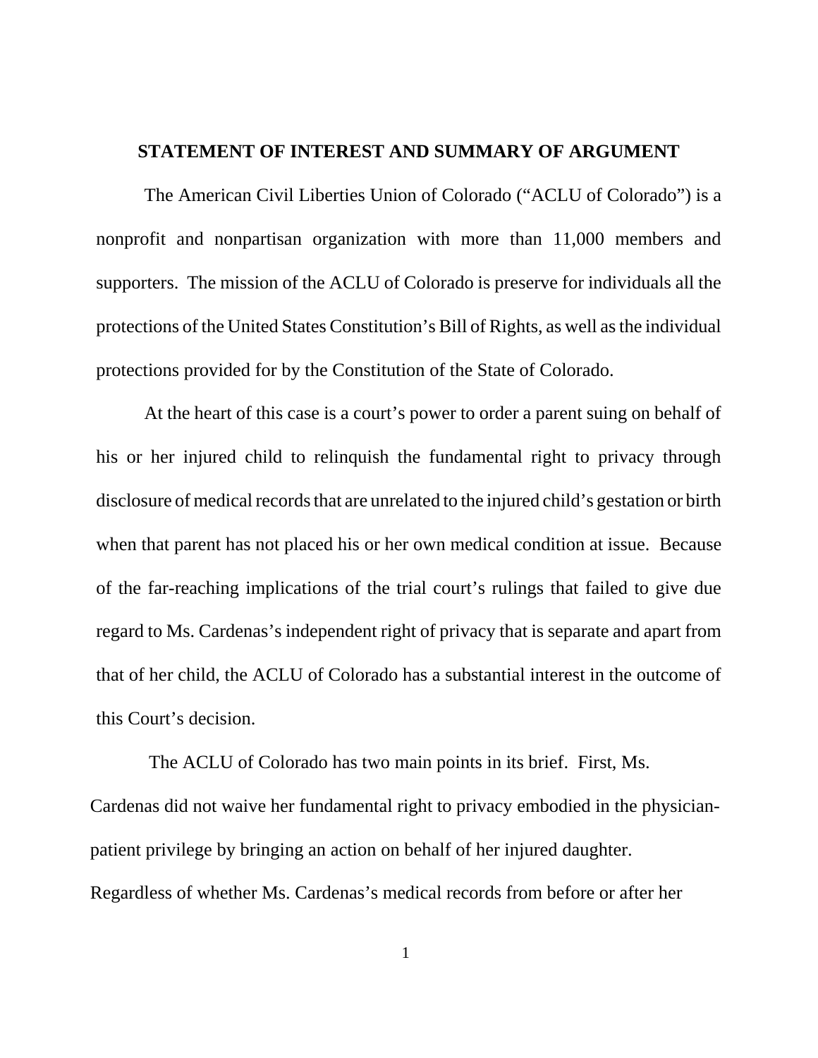## STATEMENT OF INTEREST AND SUMMARY OF ARGUMENT

The American Civil Liberties Union of Colorado ("ACLU of Colorado") is a nonprofit and nonpartisan organization with more than 11,000 members and supporters. The mission of the ACLU of Colorado is preserve for individuals all the protections of the United States Constitution's Bill of Rights, as well as the individual protections provided for by the Constitution of the State of Colorado.

At the heart of this case is a court's power to order a parent suing on behalf of his or her injured child to relinquish the fundamental right to privacy through disclosure of medical records that are unrelated to the injured child's gestation or birth when that parent has not placed his or her own medical condition at issue. Because of the far-reaching implications of the trial court's rulings that failed to give due regard to Ms. Cardenas's independent right of privacy that is separate and apart from that of her child, the ACLU of Colorado has a substantial interest in the outcome of this Court's decision.

The ACLU of Colorado has two main points in its brief. First, Ms. Cardenas did not waive her fundamental right to privacy embodied in the physician-patient privilege by bringing an action on behalf of her injured daughter. Regardless of whether Ms. Cardenas's medical records from before or after her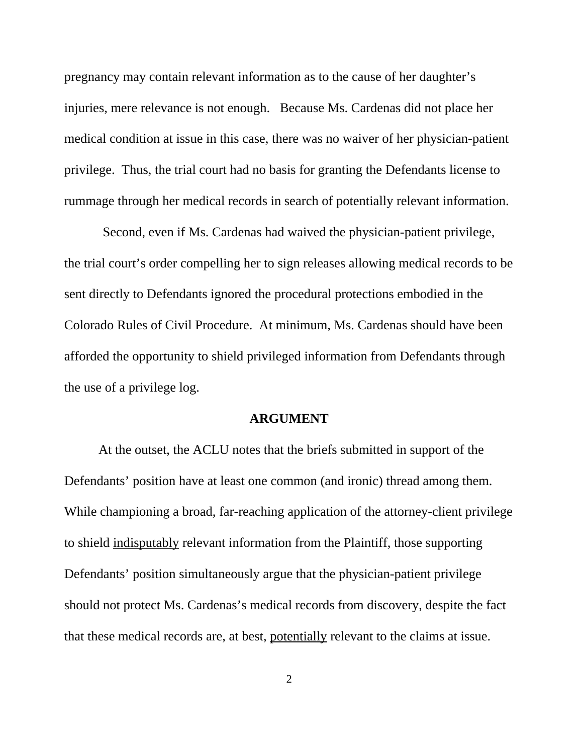pregnancy may contain relevant information as to the cause of her daughter's injuries, mere relevance is not enough. Because Ms. Cardenas did not place her medical condition at issue in this case, there was no waiver of her physician-patient privilege. Thus, the trial court had no basis for granting the Defendants license to rummage through her medical records in search of potentially relevant information.

Second, even if Ms. Cardenas had waived the physician-patient privilege, the trial court's order compelling her to sign releases allowing medical records to be sent directly to Defendants ignored the procedural protections embodied in the Colorado Rules of Civil Procedure. At minimum, Ms. Cardenas should have been afforded the opportunity to shield privileged information from Defendants through the use of a privilege log.

## ARGUMENT

At the outset, the ACLU notes that the briefs submitted in support of the Defendants' position have at least one common (and ironic) thread among them. While championing a broad, far-reaching application of the attorney-client privilege to shield <u>indisputably</u> relevant information from the Plaintiff, those supporting Defendants' position simultaneously argue that the physician-patient privilege should not protect Ms. Cardenas's medical records from discovery, despite the fact that these medical records are, at best, <u>potentially</u> relevant to the claims at issue.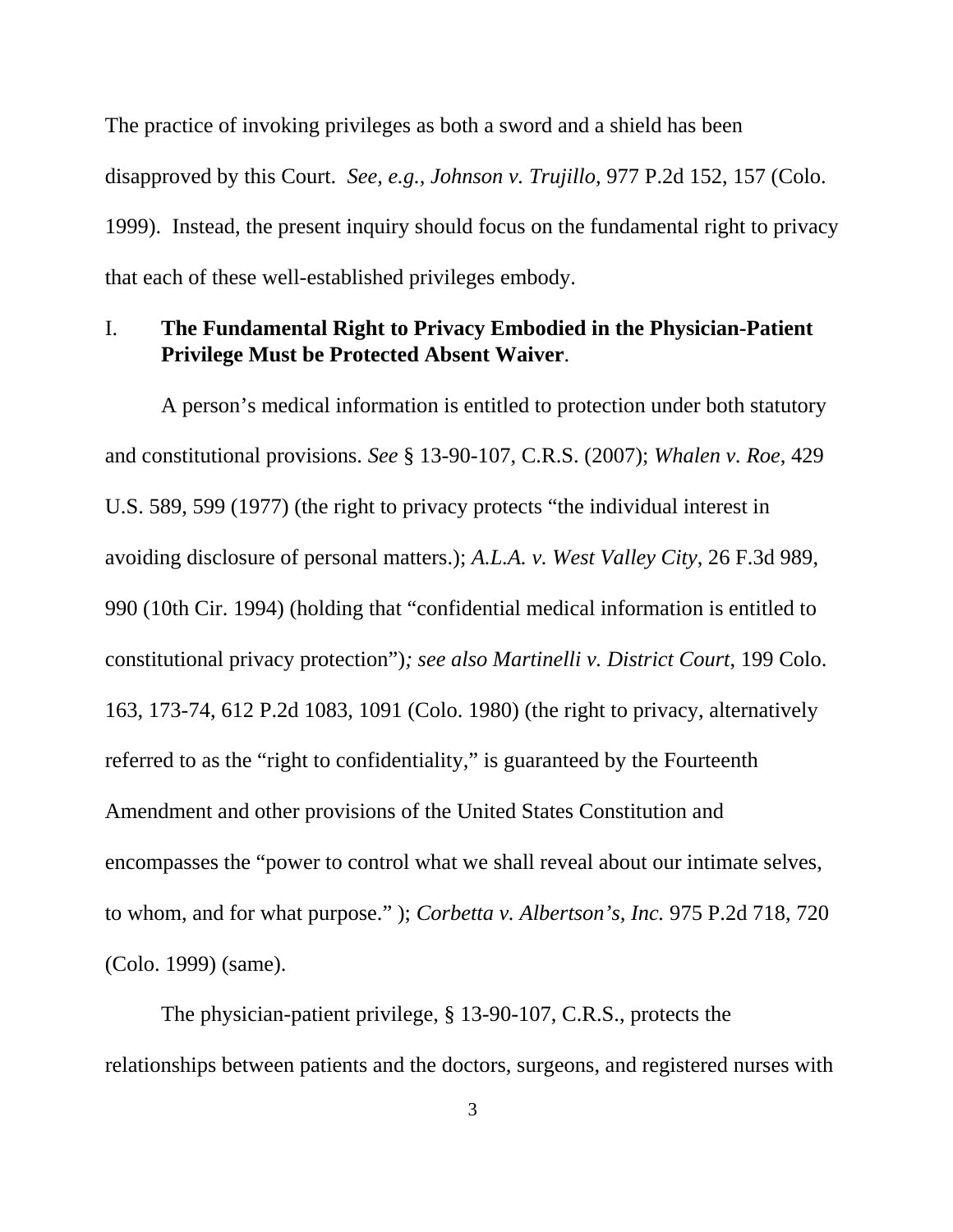The practice of invoking privileges as both a sword and a shield has been disapproved by this Court. *See, e.g., Johnson v. Trujillo*, 977 P.2d 152, 157 (Colo. 1999). Instead, the present inquiry should focus on the fundamental right to privacy that each of these well-established privileges embody.

## I. **The Fundamental Right to Privacy Embodied in the Physician-Patient Privilege Must be Protected Absent Waiver**.

A person's medical information is entitled to protection under both statutory and constitutional provisions. *See* § 13-90-107, C.R.S. (2007); *Whalen v. Roe*, 429 U.S. 589, 599 (1977) (the right to privacy protects "the individual interest in avoiding disclosure of personal matters.); *A.L.A. v. West Valley City*, 26 F.3d 989, 990 (10th Cir. 1994) (holding that "confidential medical information is entitled to constitutional privacy protection")*; see also Martinelli v. District Court*, 199 Colo. 163, 173-74, 612 P.2d 1083, 1091 (Colo. 1980) (the right to privacy, alternatively referred to as the "right to confidentiality," is guaranteed by the Fourteenth Amendment and other provisions of the United States Constitution and encompasses the "power to control what we shall reveal about our intimate selves, to whom, and for what purpose." ); *Corbetta v. Albertson's, Inc.* 975 P.2d 718, 720 (Colo. 1999) (same).

The physician-patient privilege, § 13-90-107, C.R.S., protects the relationships between patients and the doctors, surgeons, and registered nurses with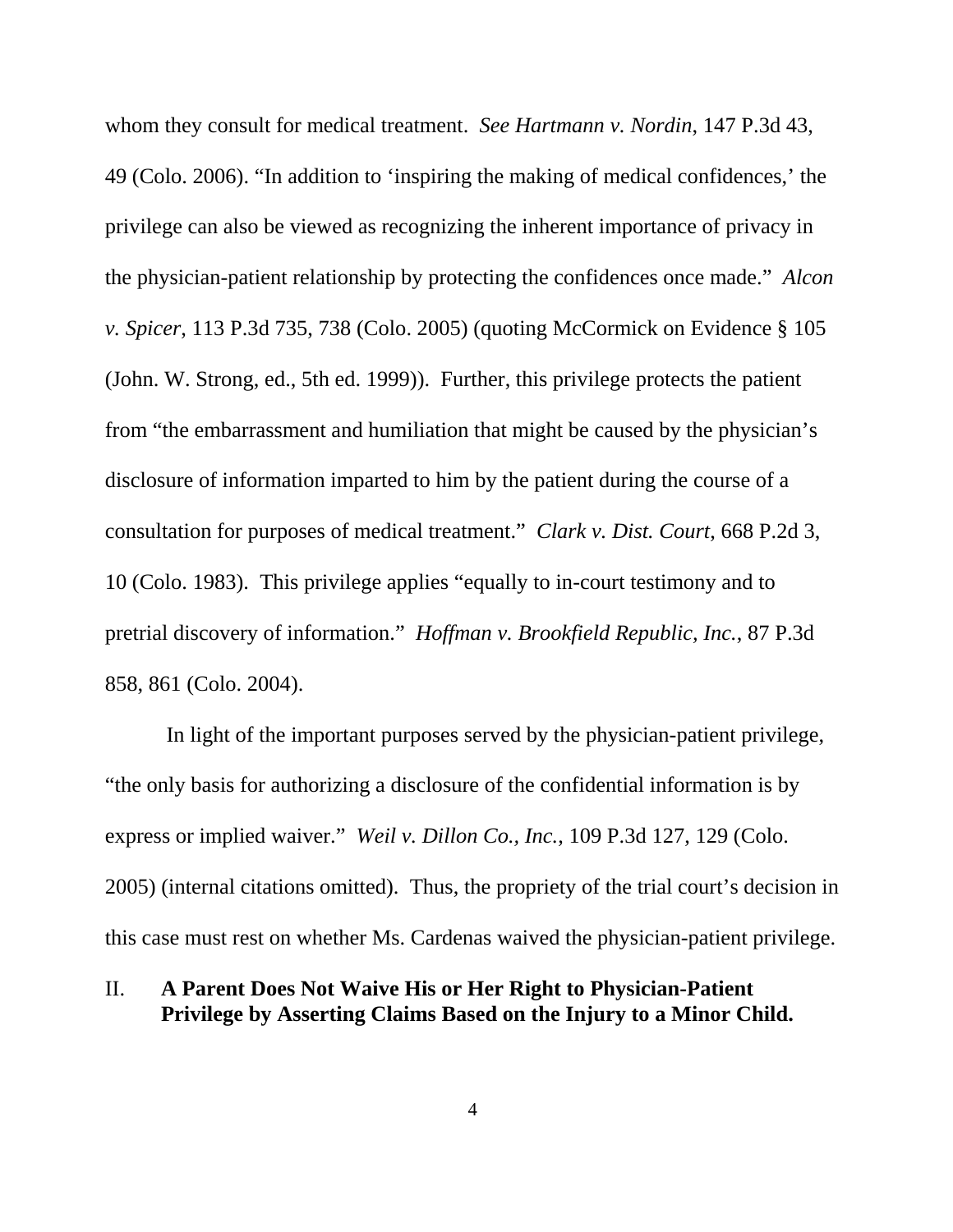whom they consult for medical treatment. *See Hartmann v. Nordin*, 147 P.3d 43, 49 (Colo. 2006). "In addition to 'inspiring the making of medical confidences,' the privilege can also be viewed as recognizing the inherent importance of privacy in the physician-patient relationship by protecting the confidences once made." *Alcon v. Spicer*, 113 P.3d 735, 738 (Colo. 2005) (quoting McCormick on Evidence § 105 (John. W. Strong, ed., 5th ed. 1999)). Further, this privilege protects the patient from "the embarrassment and humiliation that might be caused by the physician's disclosure of information imparted to him by the patient during the course of a consultation for purposes of medical treatment." *Clark v. Dist. Court*, 668 P.2d 3, 10 (Colo. 1983). This privilege applies "equally to in-court testimony and to pretrial discovery of information." *Hoffman v. Brookfield Republic, Inc.*, 87 P.3d 858, 861 (Colo. 2004).

In light of the important purposes served by the physician-patient privilege, "the only basis for authorizing a disclosure of the confidential information is by express or implied waiver." *Weil v. Dillon Co., Inc.*, 109 P.3d 127, 129 (Colo. 2005) (internal citations omitted). Thus, the propriety of the trial court's decision in this case must rest on whether Ms. Cardenas waived the physician-patient privilege.

## II. A Parent Does Not Waive His or Her Right to Physician-Patient Privilege by Asserting Claims Based on the Injury to a Minor Child.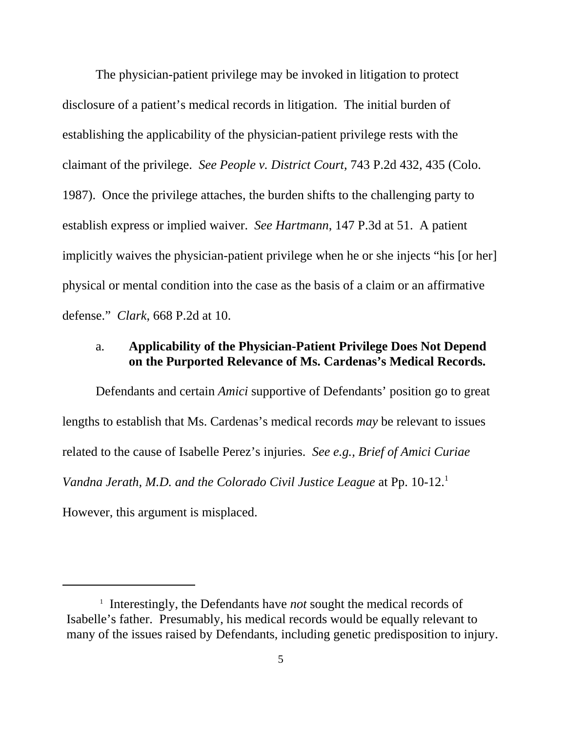The physician-patient privilege may be invoked in litigation to protect disclosure of a patient's medical records in litigation. The initial burden of establishing the applicability of the physician-patient privilege rests with the claimant of the privilege. *See People v. District Court*, 743 P.2d 432, 435 (Colo. 1987). Once the privilege attaches, the burden shifts to the challenging party to establish express or implied waiver. *See Hartmann*, 147 P.3d at 51. A patient implicitly waives the physician-patient privilege when he or she injects "his [or her] physical or mental condition into the case as the basis of a claim or an affirmative defense." *Clark*, 668 P.2d at 10.

### a. Applicability of the Physician-Patient Privilege Does Not Depend on the Purported Relevance of Ms. Cardenas's Medical Records.

Defendants and certain *Amici* supportive of Defendants' position go to great lengths to establish that Ms. Cardenas's medical records *may* be relevant to issues related to the cause of Isabelle Perez's injuries. *See e.g., Brief of Amici Curiae Vandna Jerath, M.D. and the Colorado Civil Justice League* at Pp. 10-12.[1] However, this argument is misplaced.

---

[1] Interestingly, the Defendants have *not* sought the medical records of Isabelle's father. Presumably, his medical records would be equally relevant to many of the issues raised by Defendants, including genetic predisposition to injury.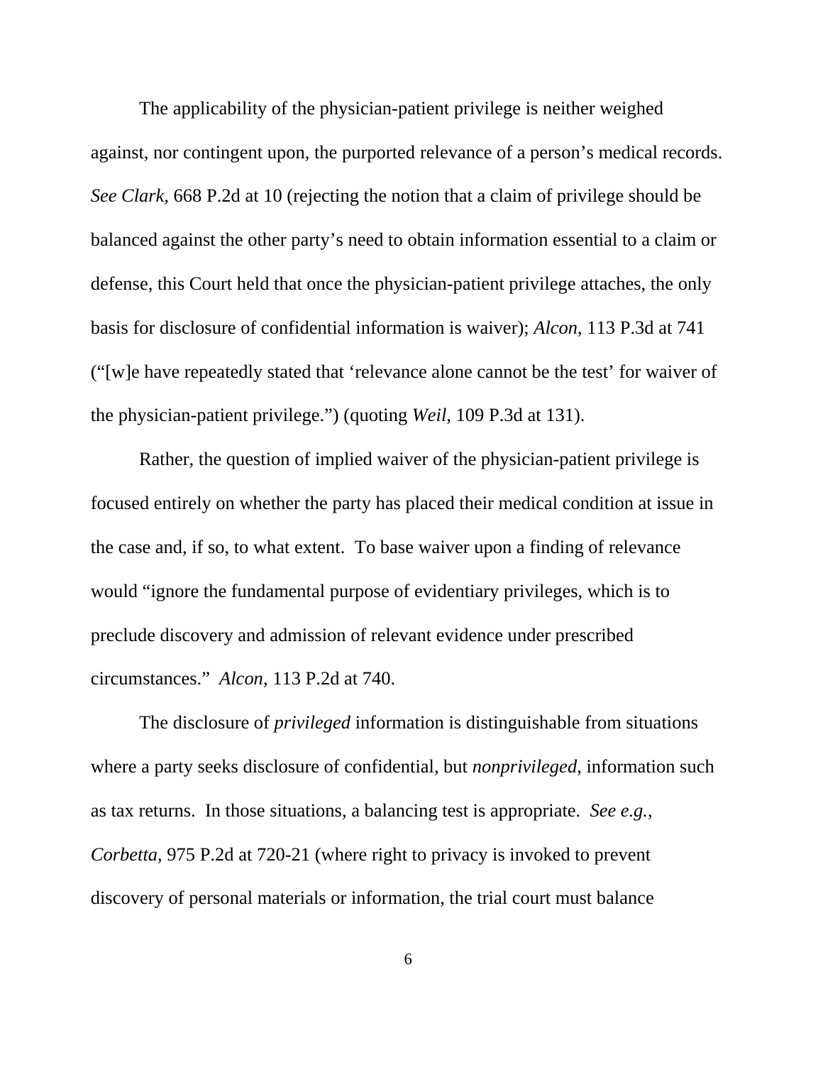The applicability of the physician-patient privilege is neither weighed against, nor contingent upon, the purported relevance of a person's medical records. *See Clark,* 668 P.2d at 10 (rejecting the notion that a claim of privilege should be balanced against the other party's need to obtain information essential to a claim or defense, this Court held that once the physician-patient privilege attaches, the only basis for disclosure of confidential information is waiver); *Alcon*, 113 P.3d at 741 ("[w]e have repeatedly stated that 'relevance alone cannot be the test' for waiver of the physician-patient privilege.") (quoting *Weil*, 109 P.3d at 131).

Rather, the question of implied waiver of the physician-patient privilege is focused entirely on whether the party has placed their medical condition at issue in the case and, if so, to what extent. To base waiver upon a finding of relevance would "ignore the fundamental purpose of evidentiary privileges, which is to preclude discovery and admission of relevant evidence under prescribed circumstances." *Alcon*, 113 P.2d at 740.

The disclosure of *privileged* information is distinguishable from situations where a party seeks disclosure of confidential, but *nonprivileged*, information such as tax returns. In those situations, a balancing test is appropriate. *See e.g., Corbetta*, 975 P.2d at 720-21 (where right to privacy is invoked to prevent discovery of personal materials or information, the trial court must balance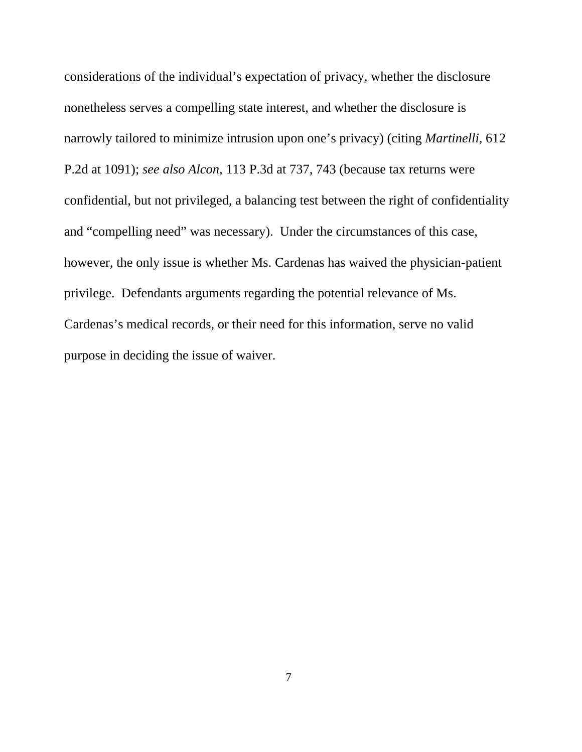considerations of the individual's expectation of privacy, whether the disclosure nonetheless serves a compelling state interest, and whether the disclosure is narrowly tailored to minimize intrusion upon one's privacy) (citing *Martinelli*, 612 P.2d at 1091); *see also Alcon*, 113 P.3d at 737, 743 (because tax returns were confidential, but not privileged, a balancing test between the right of confidentiality and "compelling need" was necessary). Under the circumstances of this case, however, the only issue is whether Ms. Cardenas has waived the physician-patient privilege. Defendants arguments regarding the potential relevance of Ms. Cardenas's medical records, or their need for this information, serve no valid purpose in deciding the issue of waiver.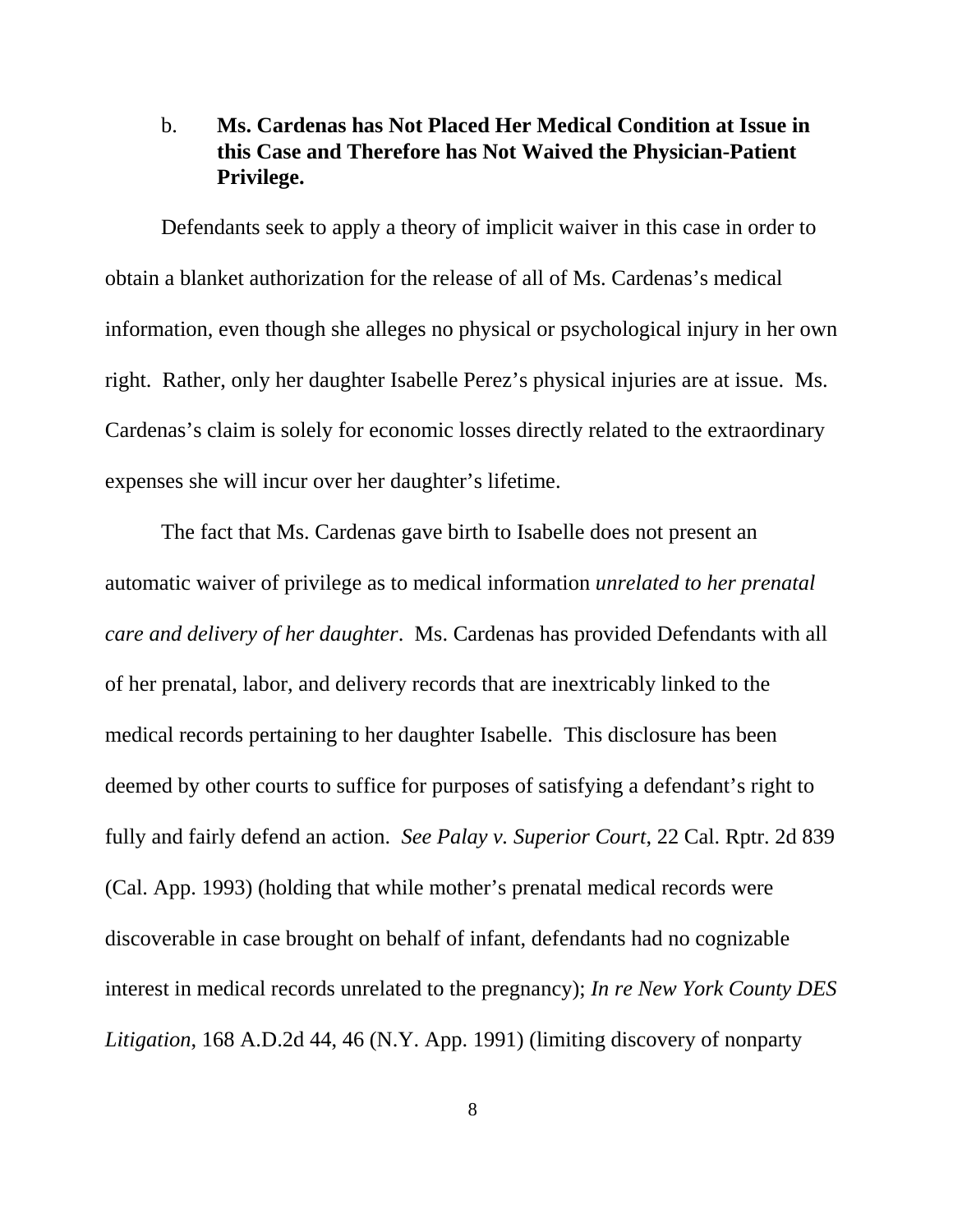b. **Ms. Cardenas has Not Placed Her Medical Condition at Issue in this Case and Therefore has Not Waived the Physician-Patient Privilege.**

Defendants seek to apply a theory of implicit waiver in this case in order to obtain a blanket authorization for the release of all of Ms. Cardenas's medical information, even though she alleges no physical or psychological injury in her own right. Rather, only her daughter Isabelle Perez's physical injuries are at issue. Ms. Cardenas's claim is solely for economic losses directly related to the extraordinary expenses she will incur over her daughter's lifetime.

The fact that Ms. Cardenas gave birth to Isabelle does not present an automatic waiver of privilege as to medical information *unrelated to her prenatal care and delivery of her daughter*. Ms. Cardenas has provided Defendants with all of her prenatal, labor, and delivery records that are inextricably linked to the medical records pertaining to her daughter Isabelle. This disclosure has been deemed by other courts to suffice for purposes of satisfying a defendant's right to fully and fairly defend an action. *See Palay v. Superior Court*, 22 Cal. Rptr. 2d 839 (Cal. App. 1993) (holding that while mother's prenatal medical records were discoverable in case brought on behalf of infant, defendants had no cognizable interest in medical records unrelated to the pregnancy); *In re New York County DES Litigation*, 168 A.D.2d 44, 46 (N.Y. App. 1991) (limiting discovery of nonparty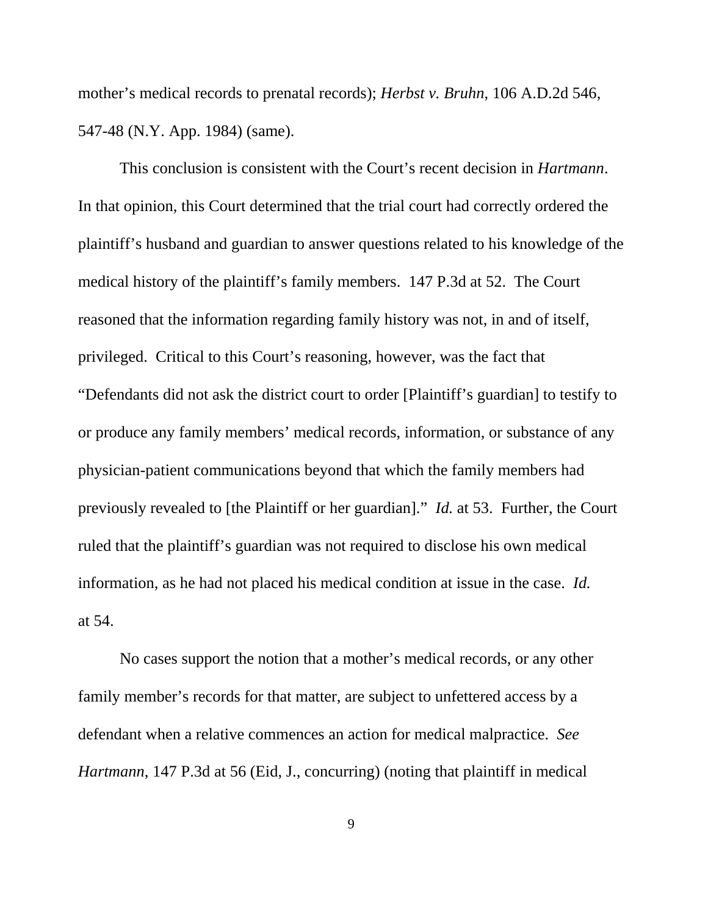mother's medical records to prenatal records); *Herbst v. Bruhn*, 106 A.D.2d 546, 547-48 (N.Y. App. 1984) (same).

This conclusion is consistent with the Court's recent decision in *Hartmann*. In that opinion, this Court determined that the trial court had correctly ordered the plaintiff's husband and guardian to answer questions related to his knowledge of the medical history of the plaintiff's family members. 147 P.3d at 52. The Court reasoned that the information regarding family history was not, in and of itself, privileged. Critical to this Court's reasoning, however, was the fact that "Defendants did not ask the district court to order [Plaintiff's guardian] to testify to or produce any family members' medical records, information, or substance of any physician-patient communications beyond that which the family members had previously revealed to [the Plaintiff or her guardian]." *Id.* at 53. Further, the Court ruled that the plaintiff's guardian was not required to disclose his own medical information, as he had not placed his medical condition at issue in the case. *Id.* at 54.

No cases support the notion that a mother's medical records, or any other family member's records for that matter, are subject to unfettered access by a defendant when a relative commences an action for medical malpractice. *See Hartmann*, 147 P.3d at 56 (Eid, J., concurring) (noting that plaintiff in medical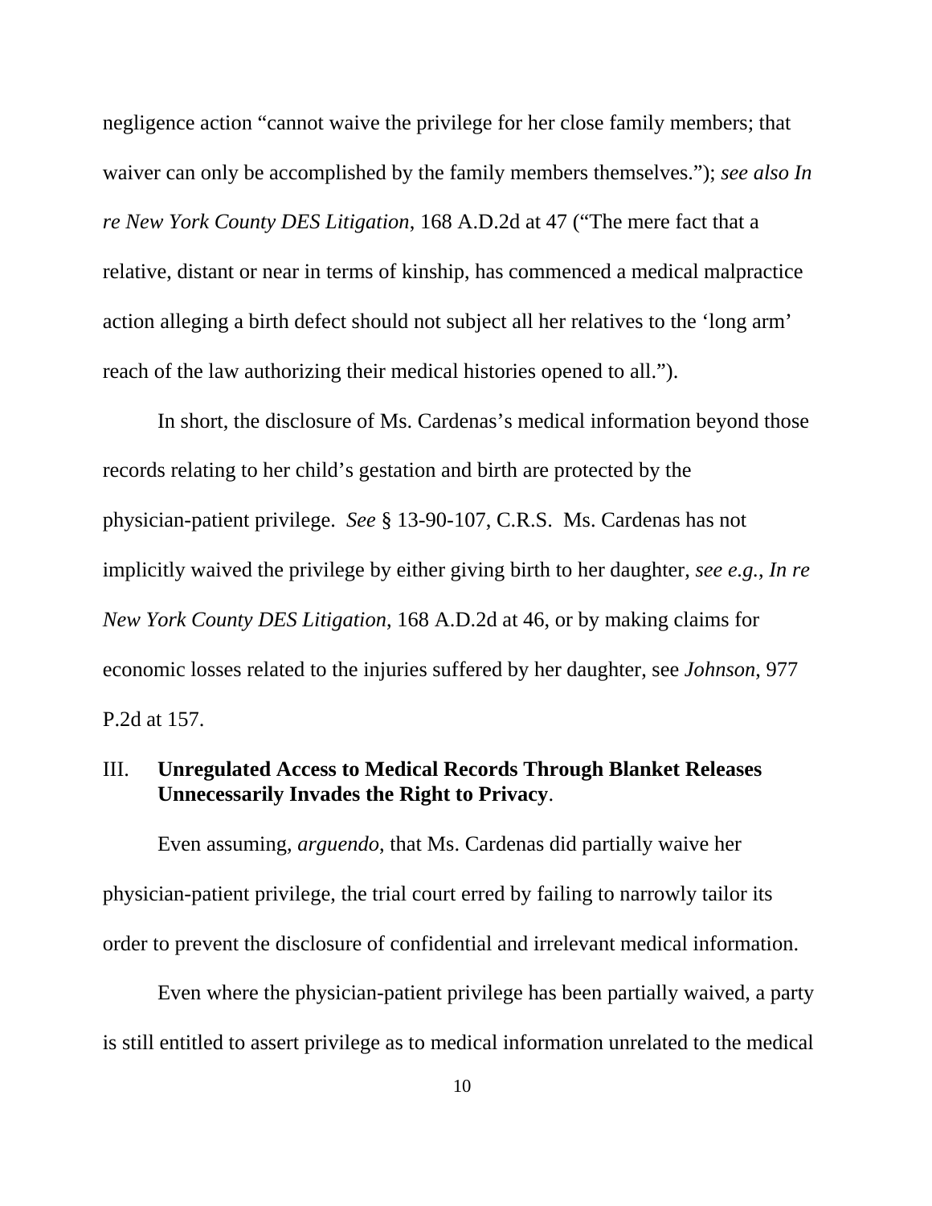negligence action "cannot waive the privilege for her close family members; that waiver can only be accomplished by the family members themselves."); *see also In re New York County DES Litigation*, 168 A.D.2d at 47 ("The mere fact that a relative, distant or near in terms of kinship, has commenced a medical malpractice action alleging a birth defect should not subject all her relatives to the 'long arm' reach of the law authorizing their medical histories opened to all.").

In short, the disclosure of Ms. Cardenas's medical information beyond those records relating to her child's gestation and birth are protected by the physician-patient privilege. *See* § 13-90-107, C.R.S. Ms. Cardenas has not implicitly waived the privilege by either giving birth to her daughter, *see e.g.*, *In re New York County DES Litigation*, 168 A.D.2d at 46, or by making claims for economic losses related to the injuries suffered by her daughter, see *Johnson*, 977 P.2d at 157.

## III. **Unregulated Access to Medical Records Through Blanket Releases Unnecessarily Invades the Right to Privacy**.

Even assuming, *arguendo*, that Ms. Cardenas did partially waive her physician-patient privilege, the trial court erred by failing to narrowly tailor its order to prevent the disclosure of confidential and irrelevant medical information.

Even where the physician-patient privilege has been partially waived, a party is still entitled to assert privilege as to medical information unrelated to the medical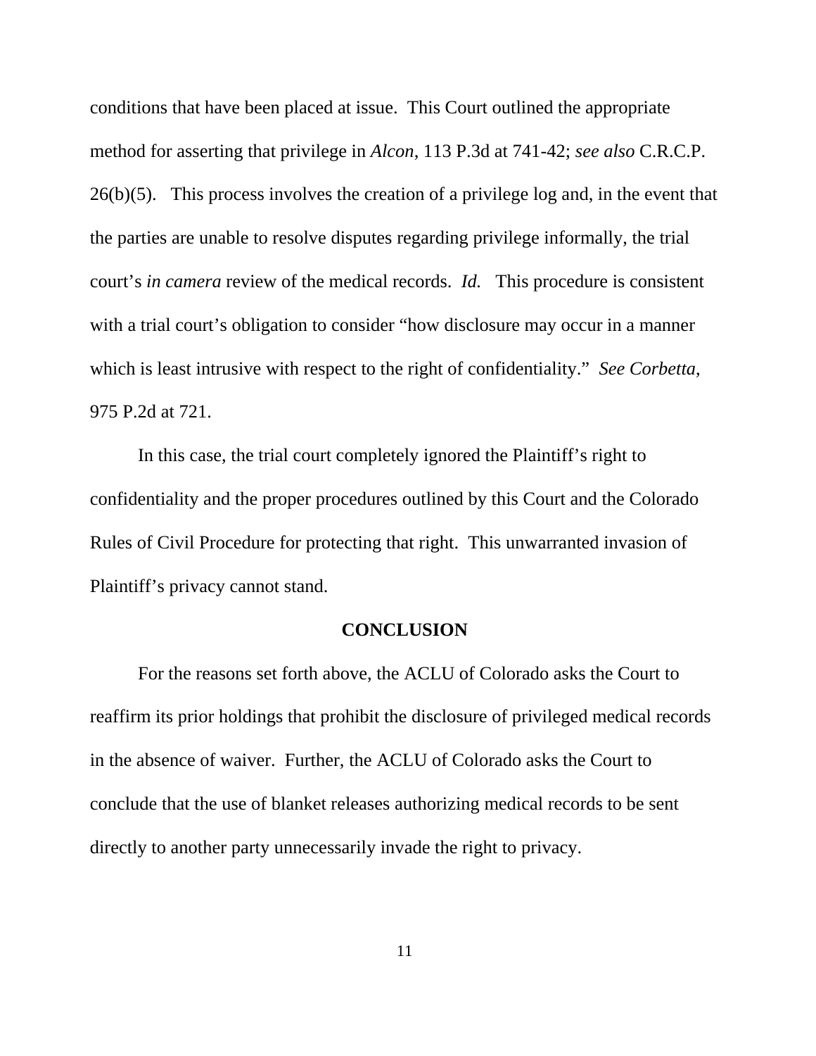conditions that have been placed at issue. This Court outlined the appropriate method for asserting that privilege in *Alcon*, 113 P.3d at 741-42; *see also* C.R.C.P. 26(b)(5). This process involves the creation of a privilege log and, in the event that the parties are unable to resolve disputes regarding privilege informally, the trial court's *in camera* review of the medical records. *Id.* This procedure is consistent with a trial court's obligation to consider "how disclosure may occur in a manner which is least intrusive with respect to the right of confidentiality." *See Corbetta*, 975 P.2d at 721.

In this case, the trial court completely ignored the Plaintiff's right to confidentiality and the proper procedures outlined by this Court and the Colorado Rules of Civil Procedure for protecting that right. This unwarranted invasion of Plaintiff's privacy cannot stand.

## CONCLUSION

For the reasons set forth above, the ACLU of Colorado asks the Court to reaffirm its prior holdings that prohibit the disclosure of privileged medical records in the absence of waiver. Further, the ACLU of Colorado asks the Court to conclude that the use of blanket releases authorizing medical records to be sent directly to another party unnecessarily invade the right to privacy.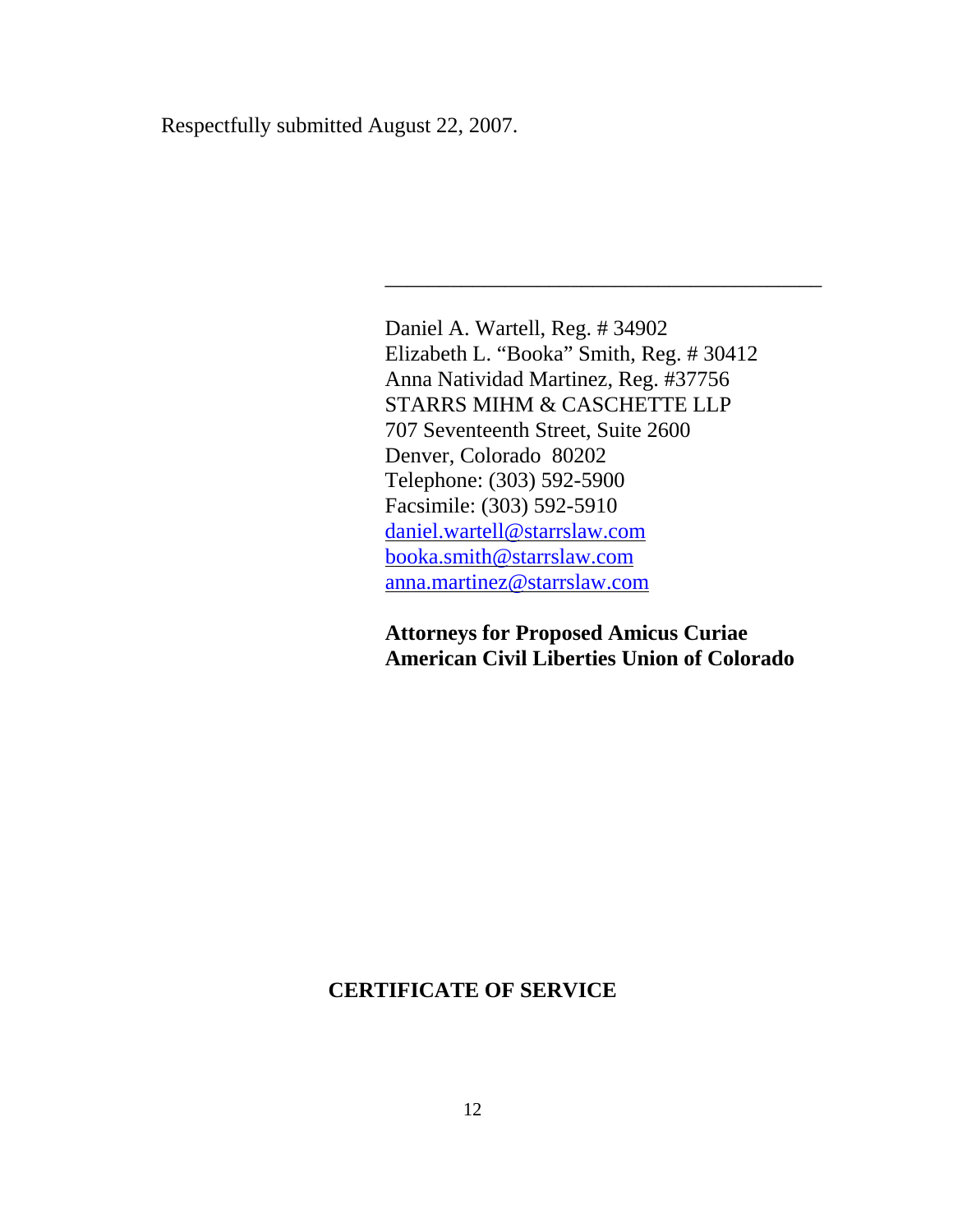Respectfully submitted August 22, 2007.

\_\_\_\_\_\_\_\_\_\_\_\_\_\_\_\_\_\_\_\_\_\_\_\_\_\_\_\_\_\_\_\_\_\_\_\_\_\_\_\_

Daniel A. Wartell, Reg. # 34902
Elizabeth L. "Booka" Smith, Reg. # 30412
Anna Natividad Martinez, Reg. #37756
STARRS MIHM & CASCHETTE LLP
707 Seventeenth Street, Suite 2600
Denver, Colorado 80202
Telephone: (303) 592-5900
Facsimile: (303) 592-5910
daniel.wartell@starrslaw.com
booka.smith@starrslaw.com
anna.martinez@starrslaw.com

**Attorneys for Proposed Amicus Curiae American Civil Liberties Union of Colorado**

**CERTIFICATE OF SERVICE**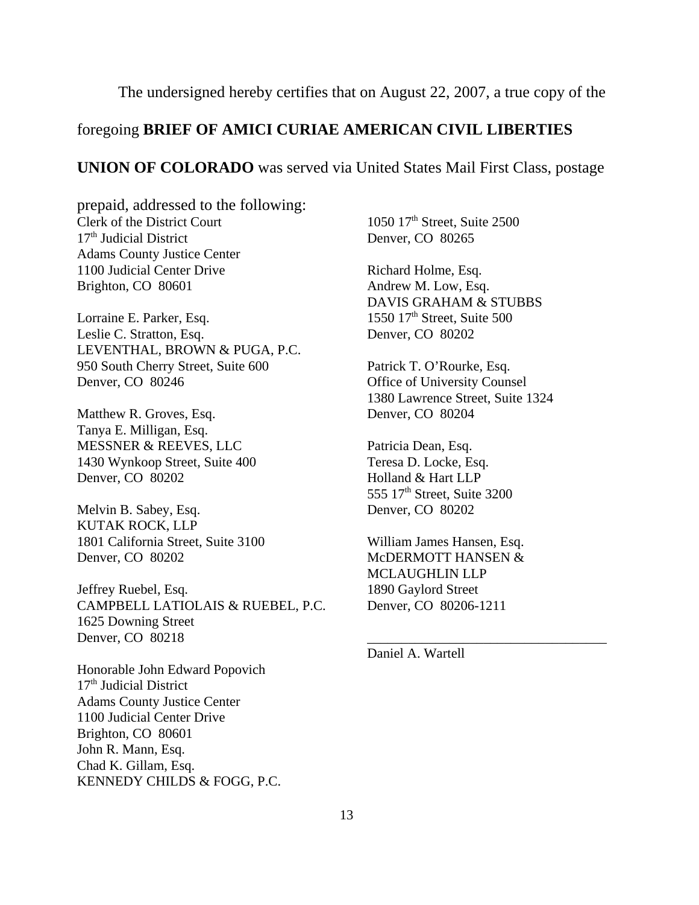The undersigned hereby certifies that on August 22, 2007, a true copy of the foregoing **BRIEF OF AMICI CURIAE AMERICAN CIVIL LIBERTIES UNION OF COLORADO** was served via United States Mail First Class, postage prepaid, addressed to the following:

Clerk of the District Court
17th Judicial District
Adams County Justice Center
1100 Judicial Center Drive
Brighton, CO 80601

Lorraine E. Parker, Esq.
Leslie C. Stratton, Esq.
LEVENTHAL, BROWN & PUGA, P.C.
950 South Cherry Street, Suite 600
Denver, CO 80246

Matthew R. Groves, Esq.
Tanya E. Milligan, Esq.
MESSNER & REEVES, LLC
1430 Wynkoop Street, Suite 400
Denver, CO 80202

Melvin B. Sabey, Esq.
KUTAK ROCK, LLP
1801 California Street, Suite 3100
Denver, CO 80202

Jeffrey Ruebel, Esq.
CAMPBELL LATIOLAIS & RUEBEL, P.C.
1625 Downing Street
Denver, CO 80218

Honorable John Edward Popovich
17th Judicial District
Adams County Justice Center
1100 Judicial Center Drive
Brighton, CO 80601

John R. Mann, Esq.
Chad K. Gillam, Esq.
KENNEDY CHILDS & FOGG, P.C.
1050 17th Street, Suite 2500
Denver, CO 80265

Richard Holme, Esq.
Andrew M. Low, Esq.
DAVIS GRAHAM & STUBBS
1550 17th Street, Suite 500
Denver, CO 80202

Patrick T. O'Rourke, Esq.
Office of University Counsel
1380 Lawrence Street, Suite 1324
Denver, CO 80204

Patricia Dean, Esq.
Teresa D. Locke, Esq.
Holland & Hart LLP
555 17th Street, Suite 3200
Denver, CO 80202

William James Hansen, Esq.
McDERMOTT HANSEN & MCLAUGHLIN LLP
1890 Gaylord Street
Denver, CO 80206-1211

\_\_\_\_\_\_\_\_\_\_\_\_\_\_\_\_\_\_\_\_\_\_\_\_\_\_\_\_\_\_\_\_\_\_\_

Daniel A. Wartell